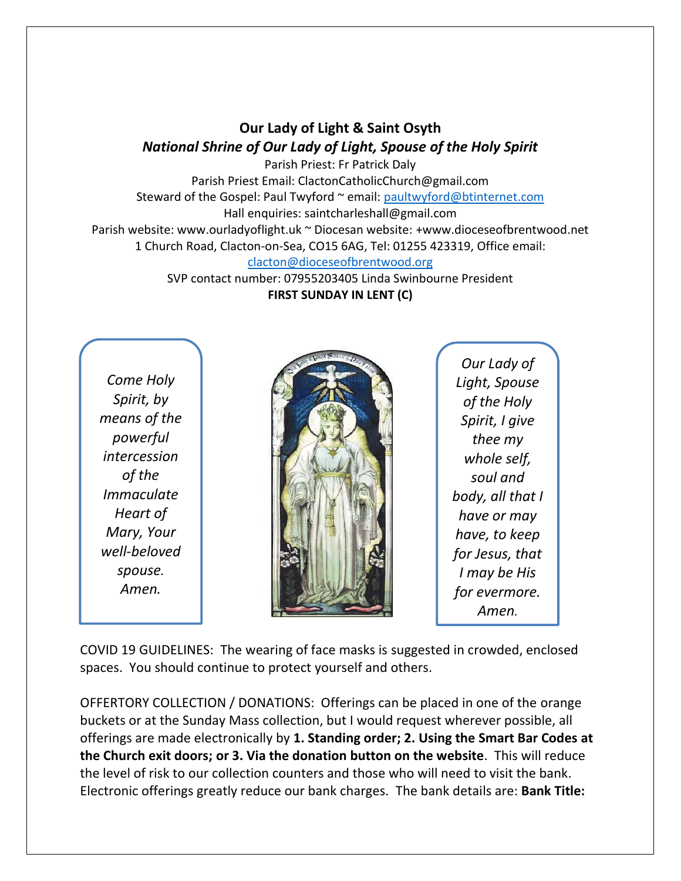**Our Lady of Light & Saint Osyth**

***National Shrine of Our Lady of Light, Spouse of the Holy Spirit***

Parish Priest: Fr Patrick Daly
Parish Priest Email: ClactonCatholicChurch@gmail.com
Steward of the Gospel: Paul Twyford ~ email: paultwyford@btinternet.com
Hall enquiries: saintcharleshall@gmail.com
Parish website: www.ourladyoflight.uk ~ Diocesan website: +www.dioceseofbrentwood.net
1 Church Road, Clacton-on-Sea, CO15 6AG, Tel: 01255 423319, Office email: clacton@dioceseofbrentwood.org
SVP contact number: 07955203405 Linda Swinbourne President

**FIRST SUNDAY IN LENT (C)**

*Come Holy Spirit, by means of the powerful intercession of the Immaculate Heart of Mary, Your well-beloved spouse. Amen.*

*Our Lady of Light, Spouse of the Holy Spirit, I give thee my whole self, soul and body, all that I have or may have, to keep for Jesus, that I may be His for evermore. Amen.*

COVID 19 GUIDELINES: The wearing of face masks is suggested in crowded, enclosed spaces. You should continue to protect yourself and others.

OFFERTORY COLLECTION / DONATIONS: Offerings can be placed in one of the orange buckets or at the Sunday Mass collection, but I would request wherever possible, all offerings are made electronically by **1. Standing order; 2. Using the Smart Bar Codes at the Church exit doors; or 3. Via the donation button on the website**. This will reduce the level of risk to our collection counters and those who will need to visit the bank. Electronic offerings greatly reduce our bank charges. The bank details are: **Bank Title:**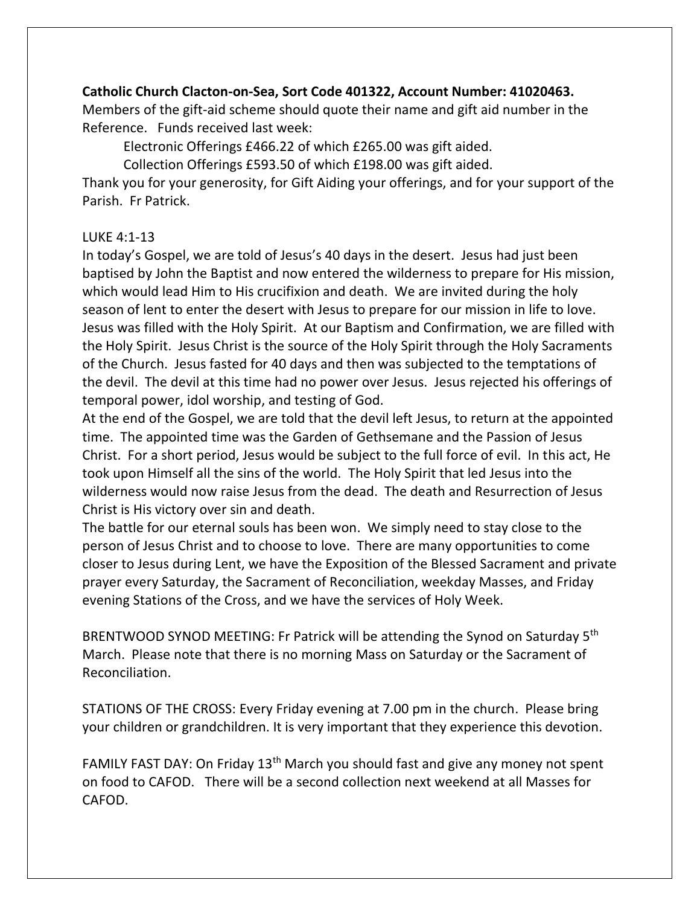**Catholic Church Clacton-on-Sea, Sort Code 401322, Account Number: 41020463.**
Members of the gift-aid scheme should quote their name and gift aid number in the Reference. Funds received last week:

Electronic Offerings £466.22 of which £265.00 was gift aided.

Collection Offerings £593.50 of which £198.00 was gift aided.

Thank you for your generosity, for Gift Aiding your offerings, and for your support of the Parish. Fr Patrick.

LUKE 4:1-13

In today's Gospel, we are told of Jesus's 40 days in the desert. Jesus had just been baptised by John the Baptist and now entered the wilderness to prepare for His mission, which would lead Him to His crucifixion and death. We are invited during the holy season of lent to enter the desert with Jesus to prepare for our mission in life to love. Jesus was filled with the Holy Spirit. At our Baptism and Confirmation, we are filled with the Holy Spirit. Jesus Christ is the source of the Holy Spirit through the Holy Sacraments of the Church. Jesus fasted for 40 days and then was subjected to the temptations of the devil. The devil at this time had no power over Jesus. Jesus rejected his offerings of temporal power, idol worship, and testing of God.

At the end of the Gospel, we are told that the devil left Jesus, to return at the appointed time. The appointed time was the Garden of Gethsemane and the Passion of Jesus Christ. For a short period, Jesus would be subject to the full force of evil. In this act, He took upon Himself all the sins of the world. The Holy Spirit that led Jesus into the wilderness would now raise Jesus from the dead. The death and Resurrection of Jesus Christ is His victory over sin and death.

The battle for our eternal souls has been won. We simply need to stay close to the person of Jesus Christ and to choose to love. There are many opportunities to come closer to Jesus during Lent, we have the Exposition of the Blessed Sacrament and private prayer every Saturday, the Sacrament of Reconciliation, weekday Masses, and Friday evening Stations of the Cross, and we have the services of Holy Week.

BRENTWOOD SYNOD MEETING: Fr Patrick will be attending the Synod on Saturday 5th March. Please note that there is no morning Mass on Saturday or the Sacrament of Reconciliation.

STATIONS OF THE CROSS: Every Friday evening at 7.00 pm in the church. Please bring your children or grandchildren. It is very important that they experience this devotion.

FAMILY FAST DAY: On Friday 13th March you should fast and give any money not spent on food to CAFOD. There will be a second collection next weekend at all Masses for CAFOD.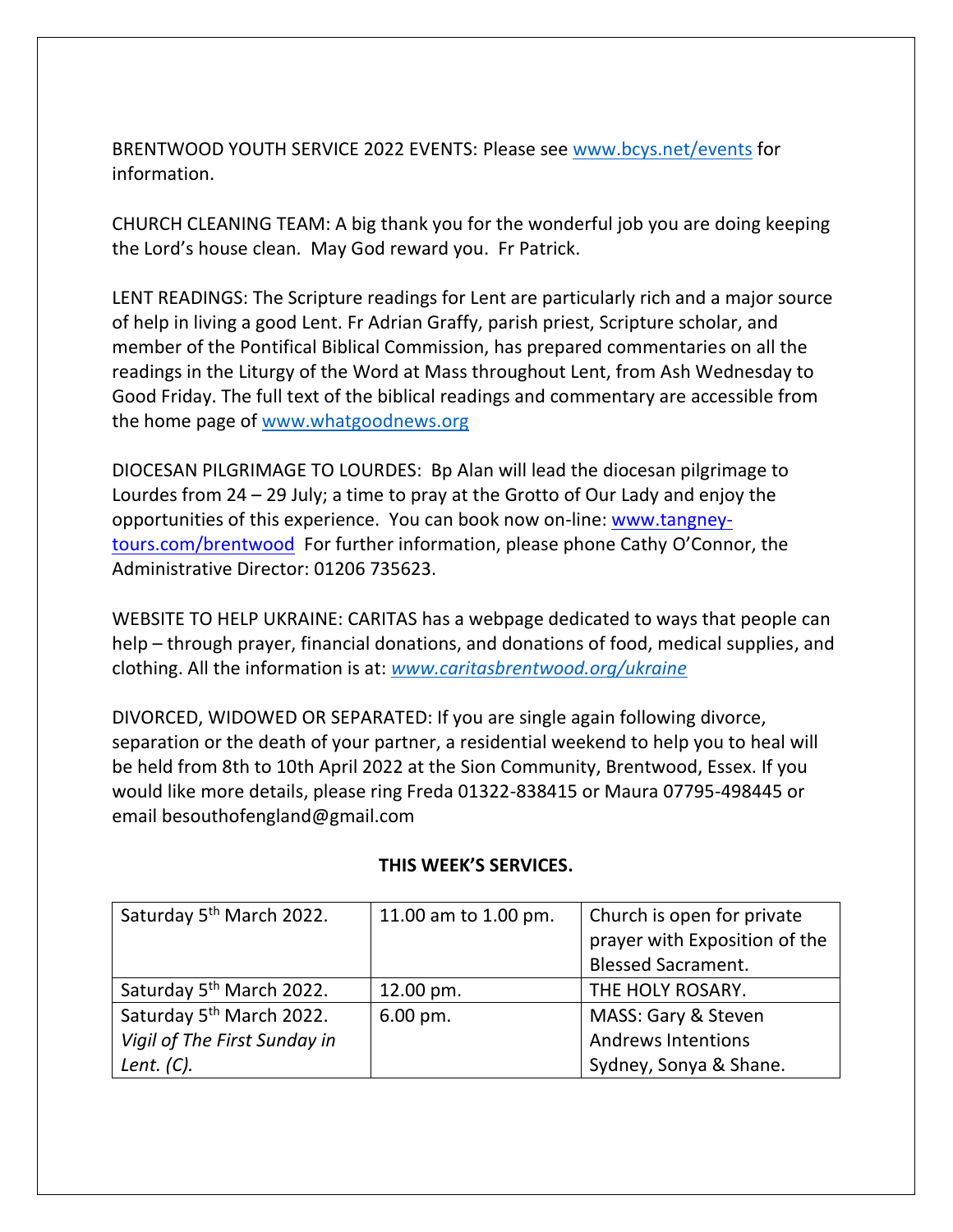BRENTWOOD YOUTH SERVICE 2022 EVENTS: Please see www.bcys.net/events for information.

CHURCH CLEANING TEAM: A big thank you for the wonderful job you are doing keeping the Lord's house clean. May God reward you. Fr Patrick.

LENT READINGS: The Scripture readings for Lent are particularly rich and a major source of help in living a good Lent. Fr Adrian Graffy, parish priest, Scripture scholar, and member of the Pontifical Biblical Commission, has prepared commentaries on all the readings in the Liturgy of the Word at Mass throughout Lent, from Ash Wednesday to Good Friday. The full text of the biblical readings and commentary are accessible from the home page of www.whatgoodnews.org

DIOCESAN PILGRIMAGE TO LOURDES: Bp Alan will lead the diocesan pilgrimage to Lourdes from 24 – 29 July; a time to pray at the Grotto of Our Lady and enjoy the opportunities of this experience. You can book now on-line: www.tangney-tours.com/brentwood For further information, please phone Cathy O'Connor, the Administrative Director: 01206 735623.

WEBSITE TO HELP UKRAINE: CARITAS has a webpage dedicated to ways that people can help – through prayer, financial donations, and donations of food, medical supplies, and clothing. All the information is at: *www.caritasbrentwood.org/ukraine*

DIVORCED, WIDOWED OR SEPARATED: If you are single again following divorce, separation or the death of your partner, a residential weekend to help you to heal will be held from 8th to 10th April 2022 at the Sion Community, Brentwood, Essex. If you would like more details, please ring Freda 01322-838415 or Maura 07795-498445 or email besouthofengland@gmail.com

**THIS WEEK'S SERVICES.**

| | | |
|---|---|---|
| Saturday 5th March 2022. | 11.00 am to 1.00 pm. | Church is open for private prayer with Exposition of the Blessed Sacrament. |
| Saturday 5th March 2022. | 12.00 pm. | THE HOLY ROSARY. |
| Saturday 5th March 2022. *Vigil of The First Sunday in Lent. (C).* | 6.00 pm. | MASS: Gary & Steven Andrews Intentions Sydney, Sonya & Shane. |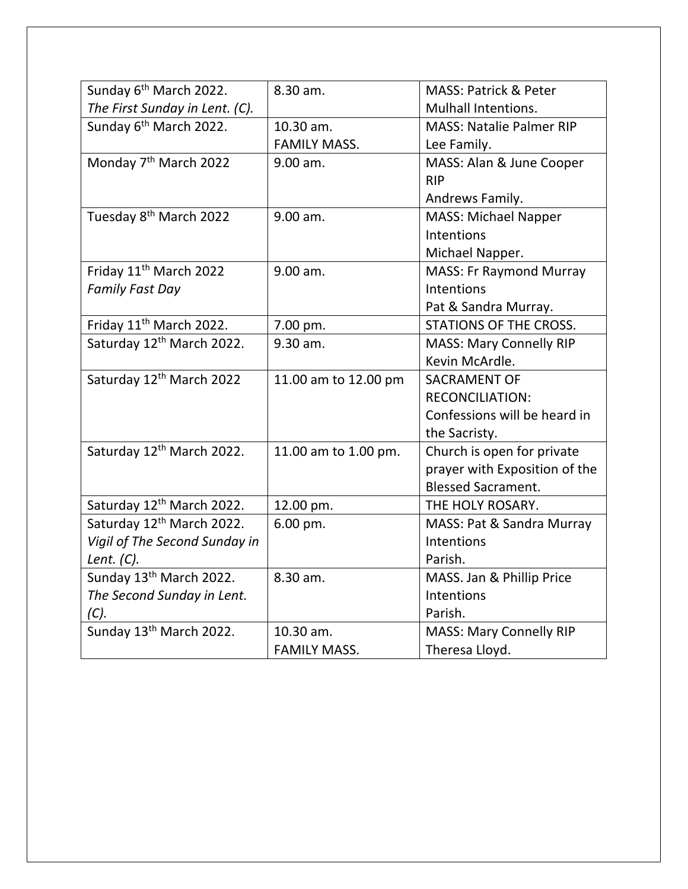| | | |
|---|---|---|
| Sunday 6th March 2022. *The First Sunday in Lent. (C).* | 8.30 am. | MASS: Patrick & Peter Mulhall Intentions. |
| Sunday 6th March 2022. | 10.30 am. FAMILY MASS. | MASS: Natalie Palmer RIP Lee Family. |
| Monday 7th March 2022 | 9.00 am. | MASS: Alan & June Cooper RIP Andrews Family. |
| Tuesday 8th March 2022 | 9.00 am. | MASS: Michael Napper Intentions Michael Napper. |
| Friday 11th March 2022 *Family Fast Day* | 9.00 am. | MASS: Fr Raymond Murray Intentions Pat & Sandra Murray. |
| Friday 11th March 2022. | 7.00 pm. | STATIONS OF THE CROSS. |
| Saturday 12th March 2022. | 9.30 am. | MASS: Mary Connelly RIP Kevin McArdle. |
| Saturday 12th March 2022 | 11.00 am to 12.00 pm | SACRAMENT OF RECONCILIATION: Confessions will be heard in the Sacristy. |
| Saturday 12th March 2022. | 11.00 am to 1.00 pm. | Church is open for private prayer with Exposition of the Blessed Sacrament. |
| Saturday 12th March 2022. | 12.00 pm. | THE HOLY ROSARY. |
| Saturday 12th March 2022. *Vigil of The Second Sunday in Lent. (C).* | 6.00 pm. | MASS: Pat & Sandra Murray Intentions Parish. |
| Sunday 13th March 2022. *The Second Sunday in Lent. (C).* | 8.30 am. | MASS. Jan & Phillip Price Intentions Parish. |
| Sunday 13th March 2022. | 10.30 am. FAMILY MASS. | MASS: Mary Connelly RIP Theresa Lloyd. |